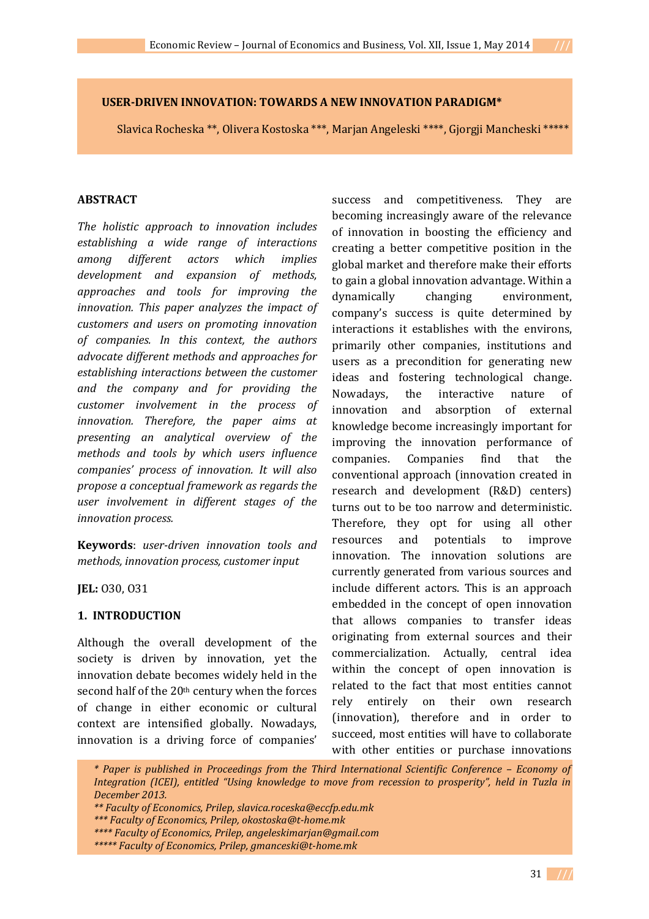# USER-DRIVEN INNOVATION: TOWARDS A NEW INNOVATION PARADIGM*

Slavica Rocheska **, Olivera Kostoska ***, Marjan Angeleski ****, Gjorgji Mancheski *****

## ABSTRACT

*The holistic approach to innovation includes establishing a wide range of interactions among different actors which implies development and expansion of methods, approaches and tools for improving the innovation. This paper analyzes the impact of customers and users on promoting innovation of companies. In this context, the authors advocate different methods and approaches for establishing interactions between the customer and the company and for providing the customer involvement in the process of innovation. Therefore, the paper aims at presenting an analytical overview of the methods and tools by which users influence companies' process of innovation. It will also propose a conceptual framework as regards the user involvement in different stages of the innovation process.*

**Keywords**: *user-driven innovation tools and methods, innovation process, customer input*

**JEL:** O30, O31

## 1. INTRODUCTION

Although the overall development of the society is driven by innovation, yet the innovation debate becomes widely held in the second half of the 20th century when the forces of change in either economic or cultural context are intensified globally. Nowadays, innovation is a driving force of companies' success and competitiveness. They are becoming increasingly aware of the relevance of innovation in boosting the efficiency and creating a better competitive position in the global market and therefore make their efforts to gain a global innovation advantage. Within a dynamically changing environment, company's success is quite determined by interactions it establishes with the environs, primarily other companies, institutions and users as a precondition for generating new ideas and fostering technological change. Nowadays, the interactive nature of innovation and absorption of external knowledge become increasingly important for improving the innovation performance of companies. Companies find that the conventional approach (innovation created in research and development (R&D) centers) turns out to be too narrow and deterministic. Therefore, they opt for using all other resources and potentials to improve innovation. The innovation solutions are currently generated from various sources and include different actors. This is an approach embedded in the concept of open innovation that allows companies to transfer ideas originating from external sources and their commercialization. Actually, central idea within the concept of open innovation is related to the fact that most entities cannot rely entirely on their own research (innovation), therefore and in order to succeed, most entities will have to collaborate with other entities or purchase innovations

---

*\* Paper is published in Proceedings from the Third International Scientific Conference – Economy of Integration (ICEI), entitled "Using knowledge to move from recession to prosperity", held in Tuzla in December 2013.*

*\*\* Faculty of Economics, Prilep, slavica.roceska@eccfp.edu.mk*

*\*\*\* Faculty of Economics, Prilep, okostoska@t-home.mk*

*\*\*\*\* Faculty of Economics, Prilep, angeleskimarjan@gmail.com*

*\*\*\*\*\* Faculty of Economics, Prilep, gmanceski@t-home.mk*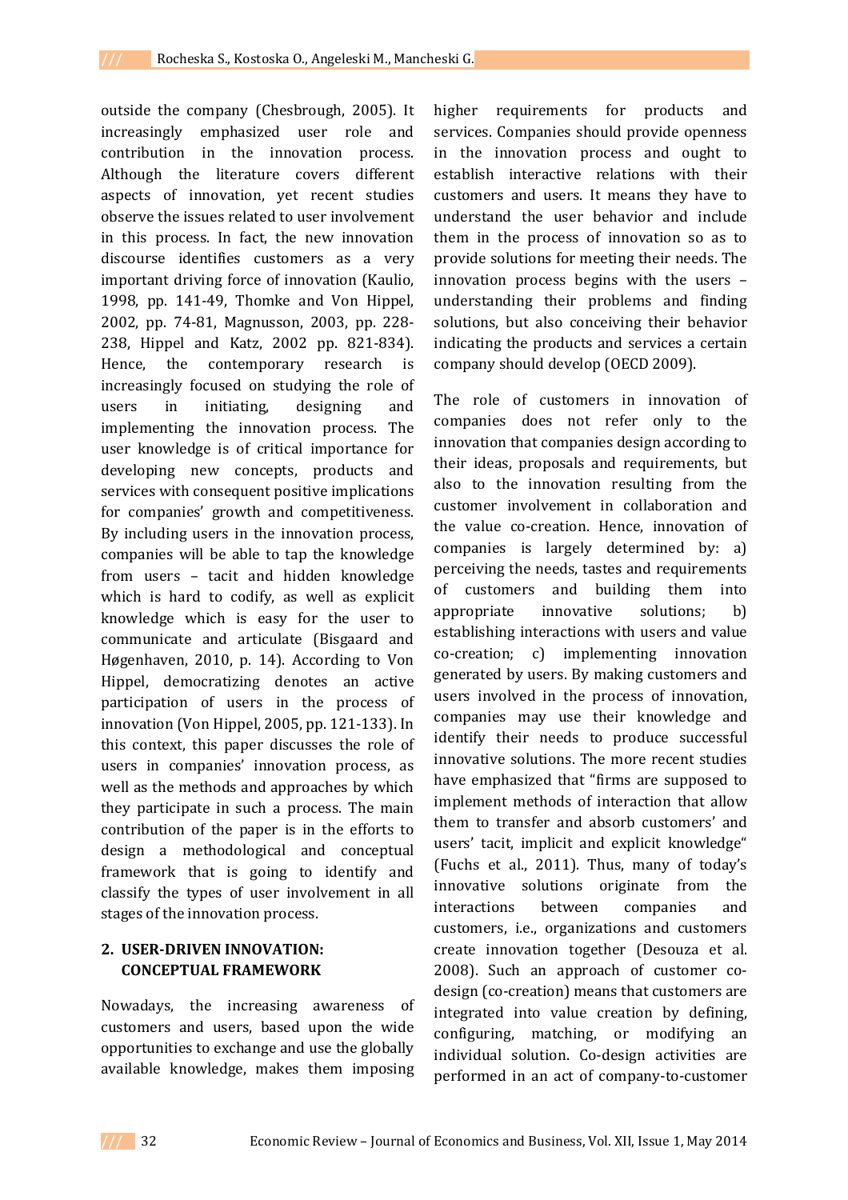outside the company (Chesbrough, 2005). It increasingly emphasized user role and contribution in the innovation process. Although the literature covers different aspects of innovation, yet recent studies observe the issues related to user involvement in this process. In fact, the new innovation discourse identifies customers as a very important driving force of innovation (Kaulio, 1998, pp. 141-49, Thomke and Von Hippel, 2002, pp. 74-81, Magnusson, 2003, pp. 228-238, Hippel and Katz, 2002 pp. 821-834). Hence, the contemporary research is increasingly focused on studying the role of users in initiating, designing and implementing the innovation process. The user knowledge is of critical importance for developing new concepts, products and services with consequent positive implications for companies' growth and competitiveness. By including users in the innovation process, companies will be able to tap the knowledge from users – tacit and hidden knowledge which is hard to codify, as well as explicit knowledge which is easy for the user to communicate and articulate (Bisgaard and Høgenhaven, 2010, p. 14). According to Von Hippel, democratizing denotes an active participation of users in the process of innovation (Von Hippel, 2005, pp. 121-133). In this context, this paper discusses the role of users in companies' innovation process, as well as the methods and approaches by which they participate in such a process. The main contribution of the paper is in the efforts to design a methodological and conceptual framework that is going to identify and classify the types of user involvement in all stages of the innovation process.

## 2. USER-DRIVEN INNOVATION: CONCEPTUAL FRAMEWORK

Nowadays, the increasing awareness of customers and users, based upon the wide opportunities to exchange and use the globally available knowledge, makes them imposing higher requirements for products and services. Companies should provide openness in the innovation process and ought to establish interactive relations with their customers and users. It means they have to understand the user behavior and include them in the process of innovation so as to provide solutions for meeting their needs. The innovation process begins with the users – understanding their problems and finding solutions, but also conceiving their behavior indicating the products and services a certain company should develop (OECD 2009).

The role of customers in innovation of companies does not refer only to the innovation that companies design according to their ideas, proposals and requirements, but also to the innovation resulting from the customer involvement in collaboration and the value co-creation. Hence, innovation of companies is largely determined by: a) perceiving the needs, tastes and requirements of customers and building them into appropriate innovative solutions; b) establishing interactions with users and value co-creation; c) implementing innovation generated by users. By making customers and users involved in the process of innovation, companies may use their knowledge and identify their needs to produce successful innovative solutions. The more recent studies have emphasized that "firms are supposed to implement methods of interaction that allow them to transfer and absorb customers' and users' tacit, implicit and explicit knowledge" (Fuchs et al., 2011). Thus, many of today's innovative solutions originate from the interactions between companies and customers, i.e., organizations and customers create innovation together (Desouza et al. 2008). Such an approach of customer co-design (co-creation) means that customers are integrated into value creation by defining, configuring, matching, or modifying an individual solution. Co-design activities are performed in an act of company-to-customer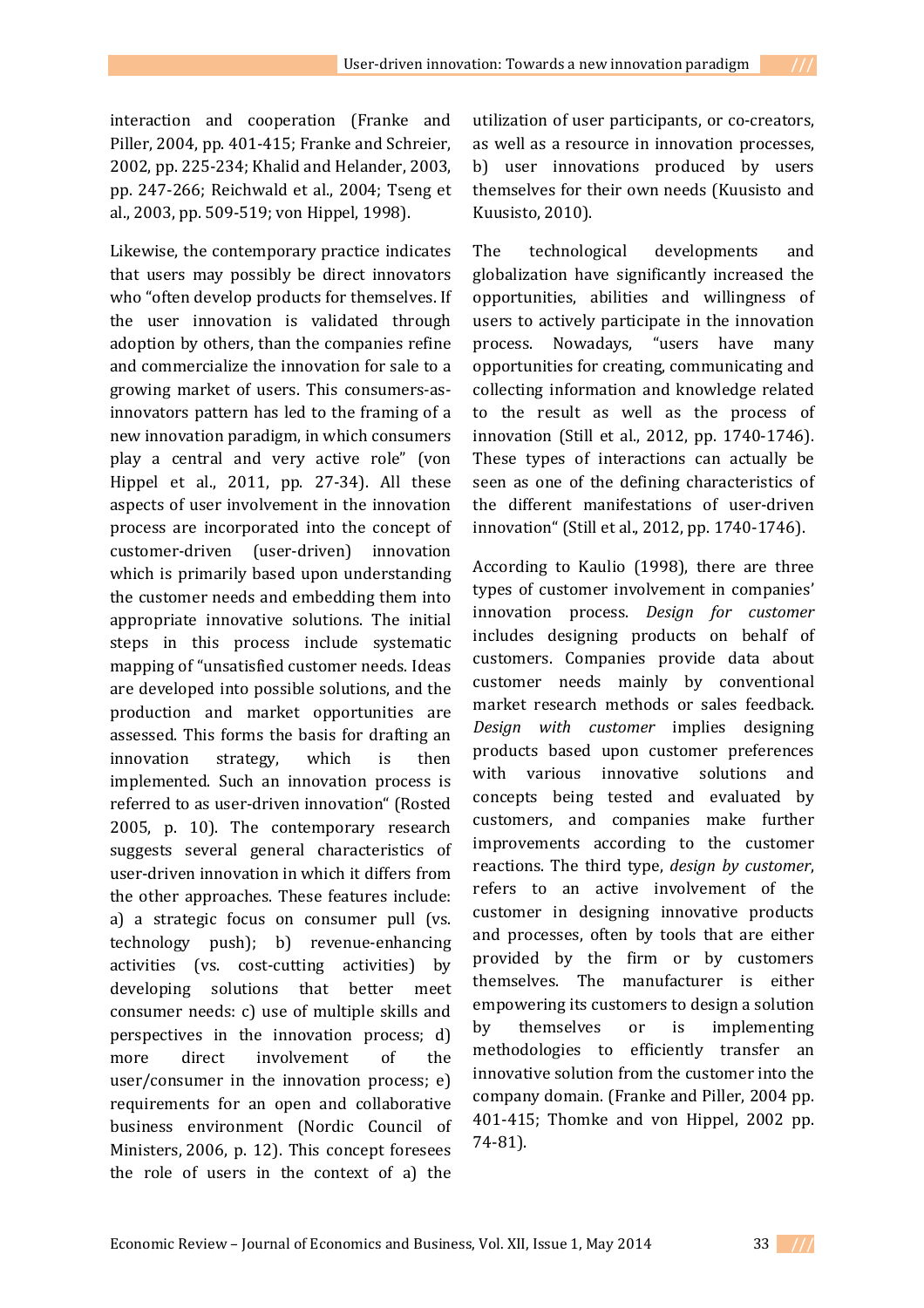interaction and cooperation (Franke and Piller, 2004, pp. 401-415; Franke and Schreier, 2002, pp. 225-234; Khalid and Helander, 2003, pp. 247-266; Reichwald et al., 2004; Tseng et al., 2003, pp. 509-519; von Hippel, 1998).

Likewise, the contemporary practice indicates that users may possibly be direct innovators who "often develop products for themselves. If the user innovation is validated through adoption by others, than the companies refine and commercialize the innovation for sale to a growing market of users. This consumers-as-innovators pattern has led to the framing of a new innovation paradigm, in which consumers play a central and very active role" (von Hippel et al., 2011, pp. 27-34). All these aspects of user involvement in the innovation process are incorporated into the concept of customer-driven (user-driven) innovation which is primarily based upon understanding the customer needs and embedding them into appropriate innovative solutions. The initial steps in this process include systematic mapping of "unsatisfied customer needs. Ideas are developed into possible solutions, and the production and market opportunities are assessed. This forms the basis for drafting an innovation strategy, which is then implemented. Such an innovation process is referred to as user-driven innovation" (Rosted 2005, p. 10). The contemporary research suggests several general characteristics of user-driven innovation in which it differs from the other approaches. These features include: a) a strategic focus on consumer pull (vs. technology push); b) revenue-enhancing activities (vs. cost-cutting activities) by developing solutions that better meet consumer needs: c) use of multiple skills and perspectives in the innovation process; d) more direct involvement of the user/consumer in the innovation process; e) requirements for an open and collaborative business environment (Nordic Council of Ministers, 2006, p. 12). This concept foresees the role of users in the context of a) the utilization of user participants, or co-creators, as well as a resource in innovation processes, b) user innovations produced by users themselves for their own needs (Kuusisto and Kuusisto, 2010).

The technological developments and globalization have significantly increased the opportunities, abilities and willingness of users to actively participate in the innovation process. Nowadays, "users have many opportunities for creating, communicating and collecting information and knowledge related to the result as well as the process of innovation (Still et al., 2012, pp. 1740-1746). These types of interactions can actually be seen as one of the defining characteristics of the different manifestations of user-driven innovation" (Still et al., 2012, pp. 1740-1746).

According to Kaulio (1998), there are three types of customer involvement in companies' innovation process. *Design for customer* includes designing products on behalf of customers. Companies provide data about customer needs mainly by conventional market research methods or sales feedback. *Design with customer* implies designing products based upon customer preferences with various innovative solutions and concepts being tested and evaluated by customers, and companies make further improvements according to the customer reactions. The third type, *design by customer*, refers to an active involvement of the customer in designing innovative products and processes, often by tools that are either provided by the firm or by customers themselves. The manufacturer is either empowering its customers to design a solution by themselves or is implementing methodologies to efficiently transfer an innovative solution from the customer into the company domain. (Franke and Piller, 2004 pp. 401-415; Thomke and von Hippel, 2002 pp. 74-81).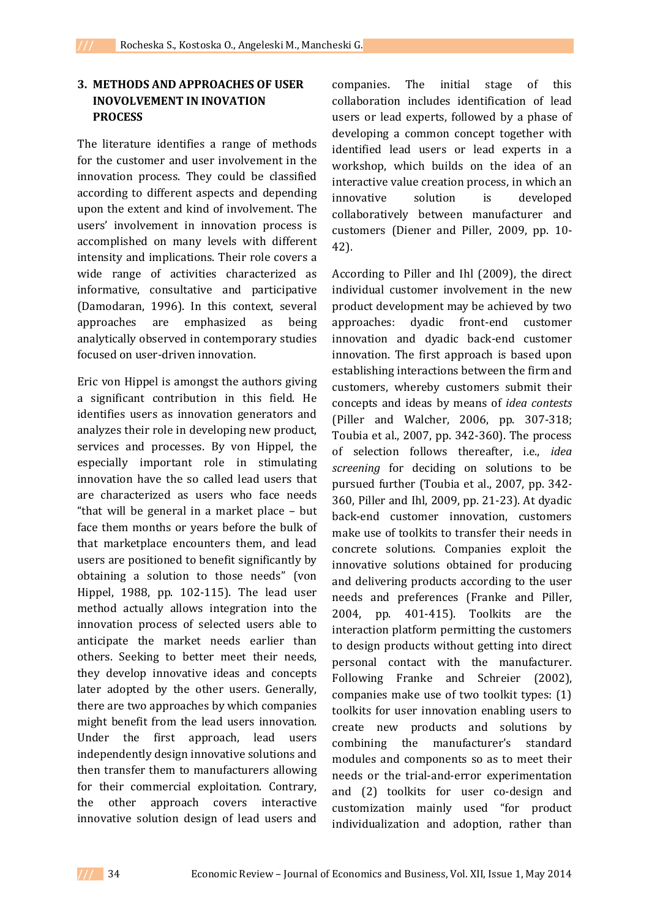## 3. METHODS AND APPROACHES OF USER INOVOLVEMENT IN INOVATION PROCESS

The literature identifies a range of methods for the customer and user involvement in the innovation process. They could be classified according to different aspects and depending upon the extent and kind of involvement. The users' involvement in innovation process is accomplished on many levels with different intensity and implications. Their role covers a wide range of activities characterized as informative, consultative and participative (Damodaran, 1996). In this context, several approaches are emphasized as being analytically observed in contemporary studies focused on user-driven innovation.

Eric von Hippel is amongst the authors giving a significant contribution in this field. He identifies users as innovation generators and analyzes their role in developing new product, services and processes. By von Hippel, the especially important role in stimulating innovation have the so called lead users that are characterized as users who face needs "that will be general in a market place – but face them months or years before the bulk of that marketplace encounters them, and lead users are positioned to benefit significantly by obtaining a solution to those needs" (von Hippel, 1988, pp. 102-115). The lead user method actually allows integration into the innovation process of selected users able to anticipate the market needs earlier than others. Seeking to better meet their needs, they develop innovative ideas and concepts later adopted by the other users. Generally, there are two approaches by which companies might benefit from the lead users innovation. Under the first approach, lead users independently design innovative solutions and then transfer them to manufacturers allowing for their commercial exploitation. Contrary, the other approach covers interactive innovative solution design of lead users and companies. The initial stage of this collaboration includes identification of lead users or lead experts, followed by a phase of developing a common concept together with identified lead users or lead experts in a workshop, which builds on the idea of an interactive value creation process, in which an innovative solution is developed collaboratively between manufacturer and customers (Diener and Piller, 2009, pp. 10-42).

According to Piller and Ihl (2009), the direct individual customer involvement in the new product development may be achieved by two approaches: dyadic front-end customer innovation and dyadic back-end customer innovation. The first approach is based upon establishing interactions between the firm and customers, whereby customers submit their concepts and ideas by means of *idea contests* (Piller and Walcher, 2006, pp. 307-318; Toubia et al., 2007, pp. 342-360). The process of selection follows thereafter, i.e., *idea screening* for deciding on solutions to be pursued further (Toubia et al., 2007, pp. 342-360, Piller and Ihl, 2009, pp. 21-23). At dyadic back-end customer innovation, customers make use of toolkits to transfer their needs in concrete solutions. Companies exploit the innovative solutions obtained for producing and delivering products according to the user needs and preferences (Franke and Piller, 2004, pp. 401-415). Toolkits are the interaction platform permitting the customers to design products without getting into direct personal contact with the manufacturer. Following Franke and Schreier (2002), companies make use of two toolkit types: (1) toolkits for user innovation enabling users to create new products and solutions by combining the manufacturer's standard modules and components so as to meet their needs or the trial-and-error experimentation and (2) toolkits for user co-design and customization mainly used "for product individualization and adoption, rather than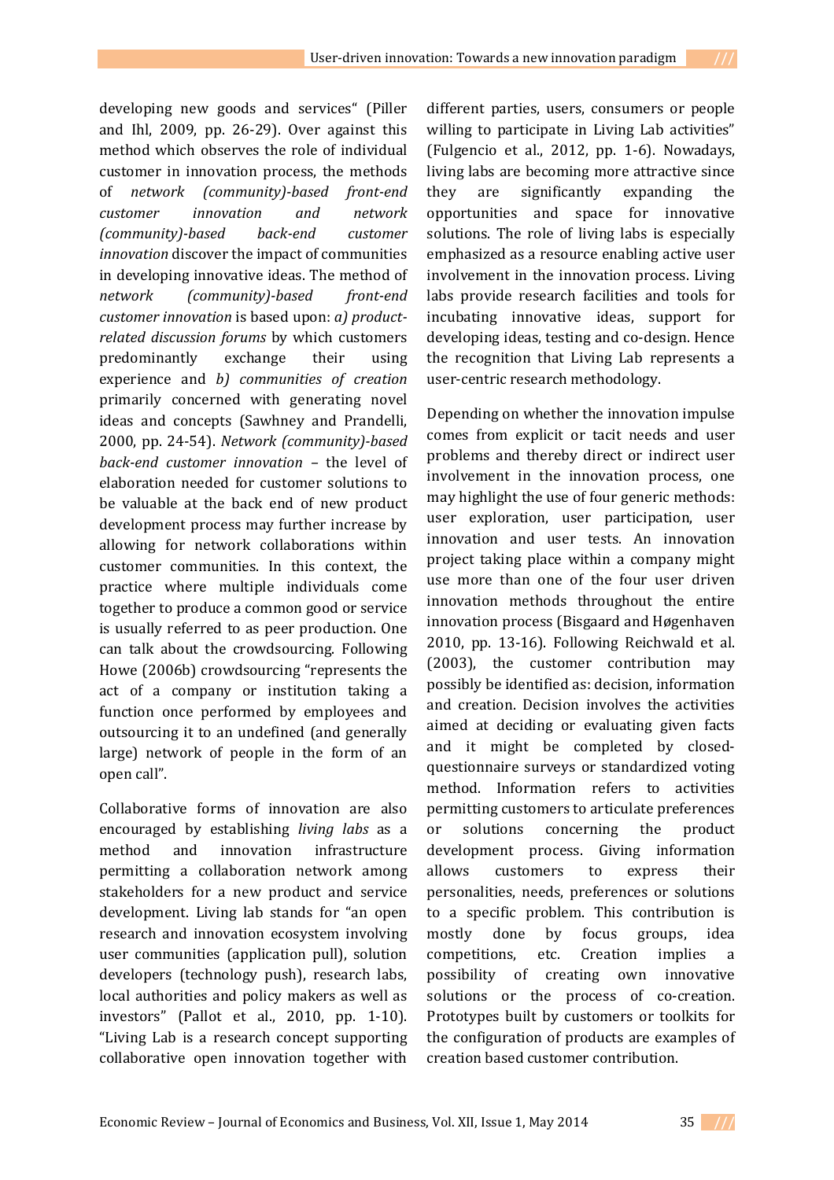developing new goods and services" (Piller and Ihl, 2009, pp. 26-29). Over against this method which observes the role of individual customer in innovation process, the methods of *network (community)-based front-end customer innovation and network (community)-based back-end customer innovation* discover the impact of communities in developing innovative ideas. The method of *network (community)-based front-end customer innovation* is based upon: *a) product-related discussion forums* by which customers predominantly exchange their using experience and *b) communities of creation* primarily concerned with generating novel ideas and concepts (Sawhney and Prandelli, 2000, pp. 24-54). *Network (community)-based back-end customer innovation* – the level of elaboration needed for customer solutions to be valuable at the back end of new product development process may further increase by allowing for network collaborations within customer communities. In this context, the practice where multiple individuals come together to produce a common good or service is usually referred to as peer production. One can talk about the crowdsourcing. Following Howe (2006b) crowdsourcing "represents the act of a company or institution taking a function once performed by employees and outsourcing it to an undefined (and generally large) network of people in the form of an open call".

Collaborative forms of innovation are also encouraged by establishing *living labs* as a method and innovation infrastructure permitting a collaboration network among stakeholders for a new product and service development. Living lab stands for "an open research and innovation ecosystem involving user communities (application pull), solution developers (technology push), research labs, local authorities and policy makers as well as investors" (Pallot et al., 2010, pp. 1-10). "Living Lab is a research concept supporting collaborative open innovation together with different parties, users, consumers or people willing to participate in Living Lab activities" (Fulgencio et al., 2012, pp. 1-6). Nowadays, living labs are becoming more attractive since they are significantly expanding the opportunities and space for innovative solutions. The role of living labs is especially emphasized as a resource enabling active user involvement in the innovation process. Living labs provide research facilities and tools for incubating innovative ideas, support for developing ideas, testing and co-design. Hence the recognition that Living Lab represents a user-centric research methodology.

Depending on whether the innovation impulse comes from explicit or tacit needs and user problems and thereby direct or indirect user involvement in the innovation process, one may highlight the use of four generic methods: user exploration, user participation, user innovation and user tests. An innovation project taking place within a company might use more than one of the four user driven innovation methods throughout the entire innovation process (Bisgaard and Høgenhaven 2010, pp. 13-16). Following Reichwald et al. (2003), the customer contribution may possibly be identified as: decision, information and creation. Decision involves the activities aimed at deciding or evaluating given facts and it might be completed by closed-questionnaire surveys or standardized voting method. Information refers to activities permitting customers to articulate preferences or solutions concerning the product development process. Giving information allows customers to express their personalities, needs, preferences or solutions to a specific problem. This contribution is mostly done by focus groups, idea competitions, etc. Creation implies a possibility of creating own innovative solutions or the process of co-creation. Prototypes built by customers or toolkits for the configuration of products are examples of creation based customer contribution.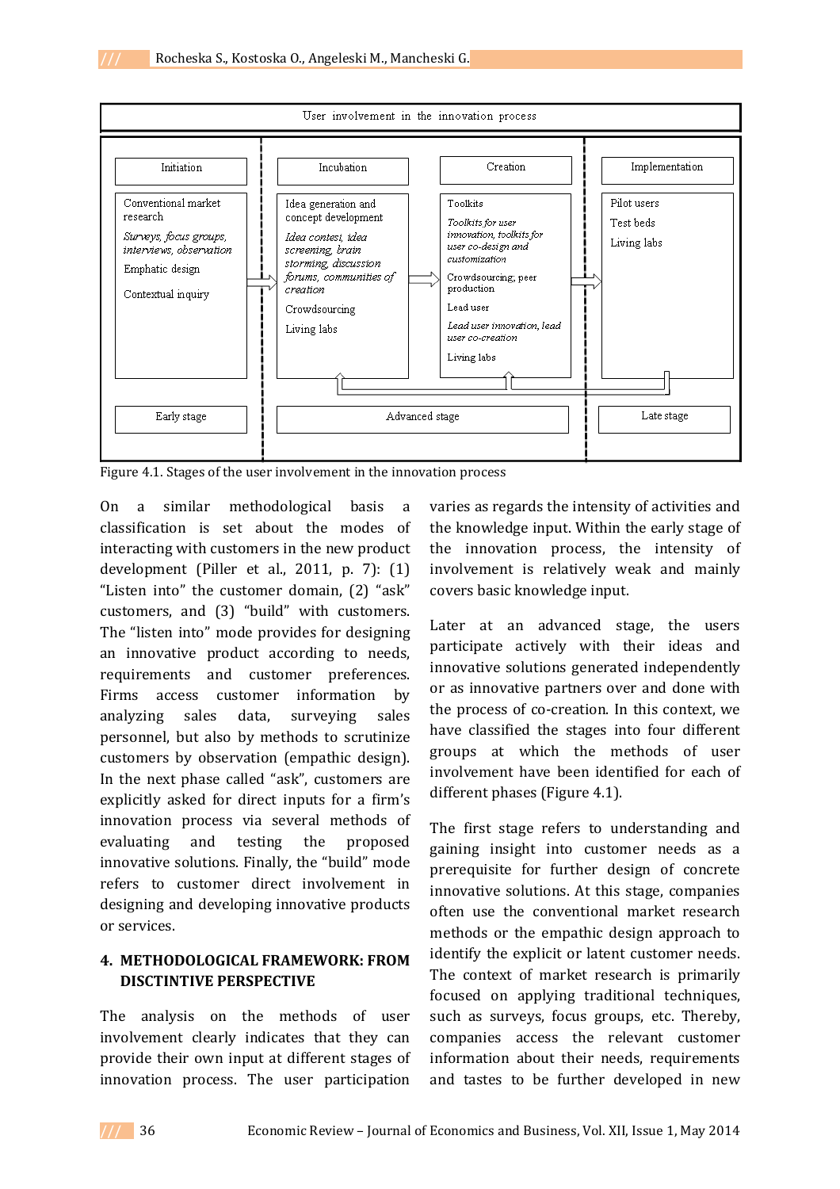**User involvement in the innovation process**

| Initiation | Incubation | Creation | Implementation |
|---|---|---|---|
| Conventional market research<br>*Surveys, focus groups, interviews, observation*<br>Emphatic design<br>Contextual inquiry | Idea generation and concept development<br>*Idea contest, idea screening, brain storming, discussion forums, communities of creation*<br>Crowdsourcing<br>Living labs | Toolkits<br>*Toolkits for user innovation, toolkits for user co-design and customization*<br>Crowdsourcing; peer production<br>Lead user<br>*Lead user innovation, lead user co-creation*<br>Living labs | Pilot users<br>Test beds<br>Living labs |
| Early stage | Advanced stage | | Late stage |

Figure 4.1. Stages of the user involvement in the innovation process

On a similar methodological basis a classification is set about the modes of interacting with customers in the new product development (Piller et al., 2011, p. 7): (1) "Listen into" the customer domain, (2) "ask" customers, and (3) "build" with customers. The "listen into" mode provides for designing an innovative product according to needs, requirements and customer preferences. Firms access customer information by analyzing sales data, surveying sales personnel, but also by methods to scrutinize customers by observation (empathic design). In the next phase called "ask", customers are explicitly asked for direct inputs for a firm's innovation process via several methods of evaluating and testing the proposed innovative solutions. Finally, the "build" mode refers to customer direct involvement in designing and developing innovative products or services.

## 4. METHODOLOGICAL FRAMEWORK: FROM DISCTINTIVE PERSPECTIVE

The analysis on the methods of user involvement clearly indicates that they can provide their own input at different stages of innovation process. The user participation varies as regards the intensity of activities and the knowledge input. Within the early stage of the innovation process, the intensity of involvement is relatively weak and mainly covers basic knowledge input.

Later at an advanced stage, the users participate actively with their ideas and innovative solutions generated independently or as innovative partners over and done with the process of co-creation. In this context, we have classified the stages into four different groups at which the methods of user involvement have been identified for each of different phases (Figure 4.1).

The first stage refers to understanding and gaining insight into customer needs as a prerequisite for further design of concrete innovative solutions. At this stage, companies often use the conventional market research methods or the empathic design approach to identify the explicit or latent customer needs. The context of market research is primarily focused on applying traditional techniques, such as surveys, focus groups, etc. Thereby, companies access the relevant customer information about their needs, requirements and tastes to be further developed in new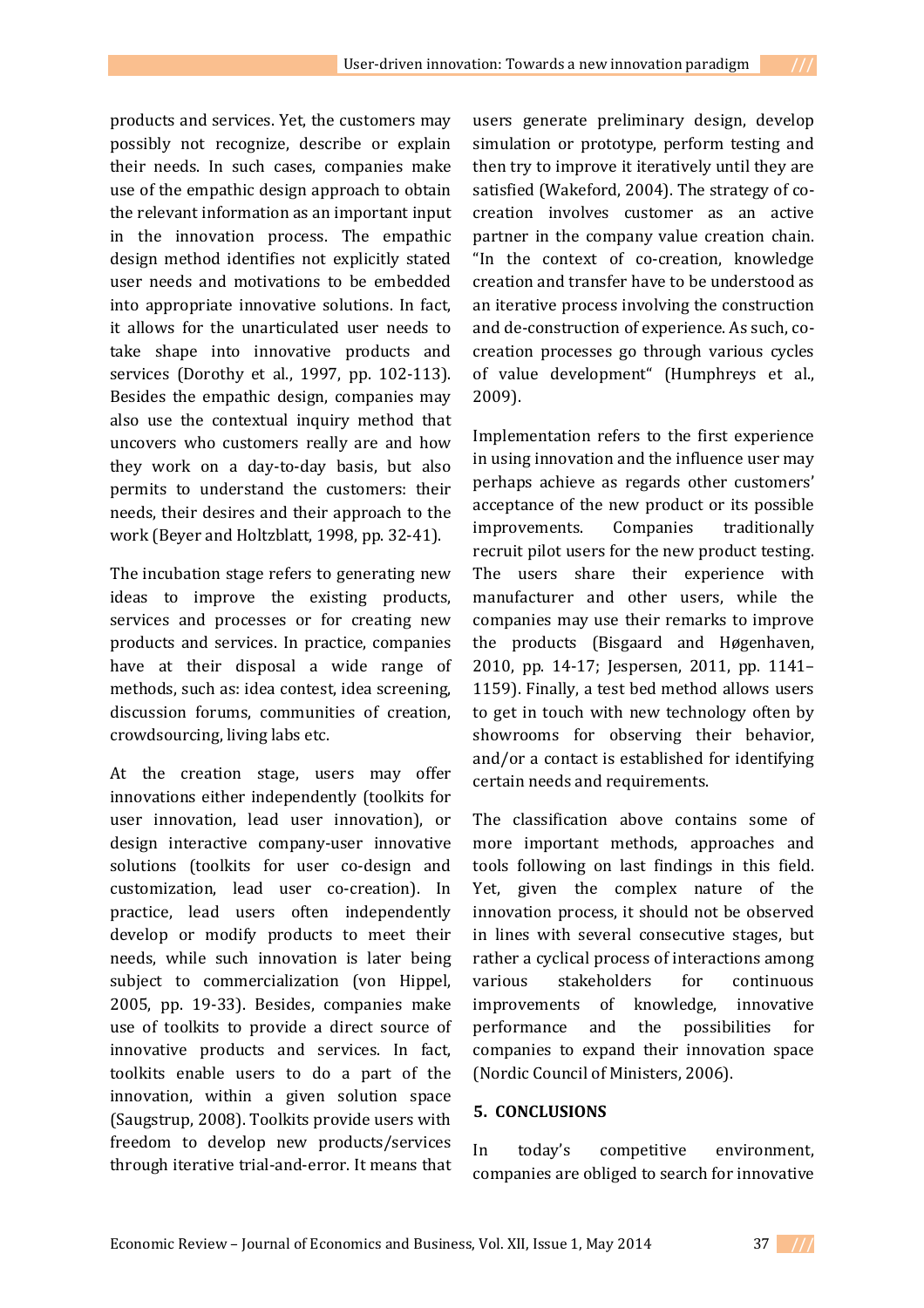products and services. Yet, the customers may possibly not recognize, describe or explain their needs. In such cases, companies make use of the empathic design approach to obtain the relevant information as an important input in the innovation process. The empathic design method identifies not explicitly stated user needs and motivations to be embedded into appropriate innovative solutions. In fact, it allows for the unarticulated user needs to take shape into innovative products and services (Dorothy et al., 1997, pp. 102-113). Besides the empathic design, companies may also use the contextual inquiry method that uncovers who customers really are and how they work on a day-to-day basis, but also permits to understand the customers: their needs, their desires and their approach to the work (Beyer and Holtzblatt, 1998, pp. 32-41).

The incubation stage refers to generating new ideas to improve the existing products, services and processes or for creating new products and services. In practice, companies have at their disposal a wide range of methods, such as: idea contest, idea screening, discussion forums, communities of creation, crowdsourcing, living labs etc.

At the creation stage, users may offer innovations either independently (toolkits for user innovation, lead user innovation), or design interactive company-user innovative solutions (toolkits for user co-design and customization, lead user co-creation). In practice, lead users often independently develop or modify products to meet their needs, while such innovation is later being subject to commercialization (von Hippel, 2005, pp. 19-33). Besides, companies make use of toolkits to provide a direct source of innovative products and services. In fact, toolkits enable users to do a part of the innovation, within a given solution space (Saugstrup, 2008). Toolkits provide users with freedom to develop new products/services through iterative trial-and-error. It means that users generate preliminary design, develop simulation or prototype, perform testing and then try to improve it iteratively until they are satisfied (Wakeford, 2004). The strategy of co-creation involves customer as an active partner in the company value creation chain. "In the context of co-creation, knowledge creation and transfer have to be understood as an iterative process involving the construction and de-construction of experience. As such, co-creation processes go through various cycles of value development" (Humphreys et al., 2009).

Implementation refers to the first experience in using innovation and the influence user may perhaps achieve as regards other customers' acceptance of the new product or its possible improvements. Companies traditionally recruit pilot users for the new product testing. The users share their experience with manufacturer and other users, while the companies may use their remarks to improve the products (Bisgaard and Høgenhaven, 2010, pp. 14-17; Jespersen, 2011, pp. 1141–1159). Finally, a test bed method allows users to get in touch with new technology often by showrooms for observing their behavior, and/or a contact is established for identifying certain needs and requirements.

The classification above contains some of more important methods, approaches and tools following on last findings in this field. Yet, given the complex nature of the innovation process, it should not be observed in lines with several consecutive stages, but rather a cyclical process of interactions among various stakeholders for continuous improvements of knowledge, innovative performance and the possibilities for companies to expand their innovation space (Nordic Council of Ministers, 2006).

## 5. CONCLUSIONS

In today's competitive environment, companies are obliged to search for innovative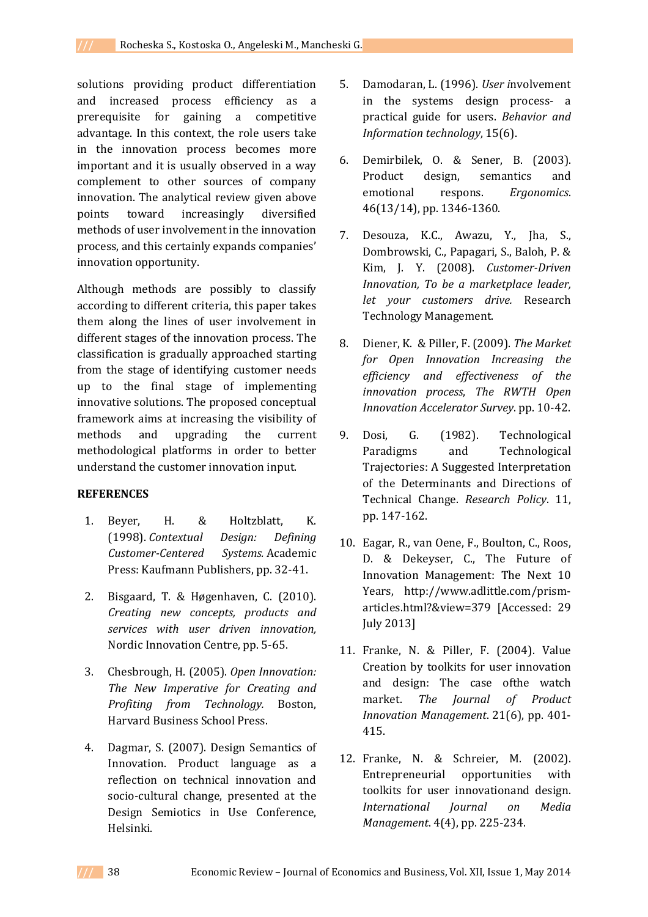solutions providing product differentiation and increased process efficiency as a prerequisite for gaining a competitive advantage. In this context, the role users take in the innovation process becomes more important and it is usually observed in a way complement to other sources of company innovation. The analytical review given above points toward increasingly diversified methods of user involvement in the innovation process, and this certainly expands companies' innovation opportunity.

Although methods are possibly to classify according to different criteria, this paper takes them along the lines of user involvement in different stages of the innovation process. The classification is gradually approached starting from the stage of identifying customer needs up to the final stage of implementing innovative solutions. The proposed conceptual framework aims at increasing the visibility of methods and upgrading the current methodological platforms in order to better understand the customer innovation input.

**REFERENCES**

1. Beyer, H. & Holtzblatt, K. (1998). *Contextual Design: Defining Customer-Centered Systems.* Academic Press: Kaufmann Publishers, pp. 32-41.
2. Bisgaard, T. & Høgenhaven, C. (2010). *Creating new concepts, products and services with user driven innovation,* Nordic Innovation Centre, pp. 5-65.
3. Chesbrough, H. (2005). *Open Innovation: The New Imperative for Creating and Profiting from Technology.* Boston, Harvard Business School Press.
4. Dagmar, S. (2007). Design Semantics of Innovation. Product language as a reflection on technical innovation and socio-cultural change, presented at the Design Semiotics in Use Conference, Helsinki.
5. Damodaran, L. (1996). *User i*nvolvement in the systems design process- a practical guide for users. *Behavior and Information technology*, 15(6).
6. Demirbilek, O. & Sener, B. (2003). Product design, semantics and emotional respons. *Ergonomics*. 46(13/14), pp. 1346-1360.
7. Desouza, K.C., Awazu, Y., Jha, S., Dombrowski, C., Papagari, S., Baloh, P. & Kim, J. Y. (2008). *Customer-Driven Innovation, To be a marketplace leader, let your customers drive.* Research Technology Management.
8. Diener, K. & Piller, F. (2009). *The Market for Open Innovation Increasing the efficiency and effectiveness of the innovation process*, *The RWTH Open Innovation Accelerator Survey*. pp. 10-42.
9. Dosi, G. (1982). Technological Paradigms and Technological Trajectories: A Suggested Interpretation of the Determinants and Directions of Technical Change. *Research Policy*. 11, pp. 147-162.
10. Eagar, R., van Oene, F., Boulton, C., Roos, D. & Dekeyser, C., The Future of Innovation Management: The Next 10 Years, http://www.adlittle.com/prism-articles.html?&view=379 [Accessed: 29 July 2013]
11. Franke, N. & Piller, F. (2004). Value Creation by toolkits for user innovation and design: The case ofthe watch market. *The Journal of Product Innovation Management*. 21(6), pp. 401-415.
12. Franke, N. & Schreier, M. (2002). Entrepreneurial opportunities with toolkits for user innovationand design. *International Journal on Media Management*. 4(4), pp. 225-234.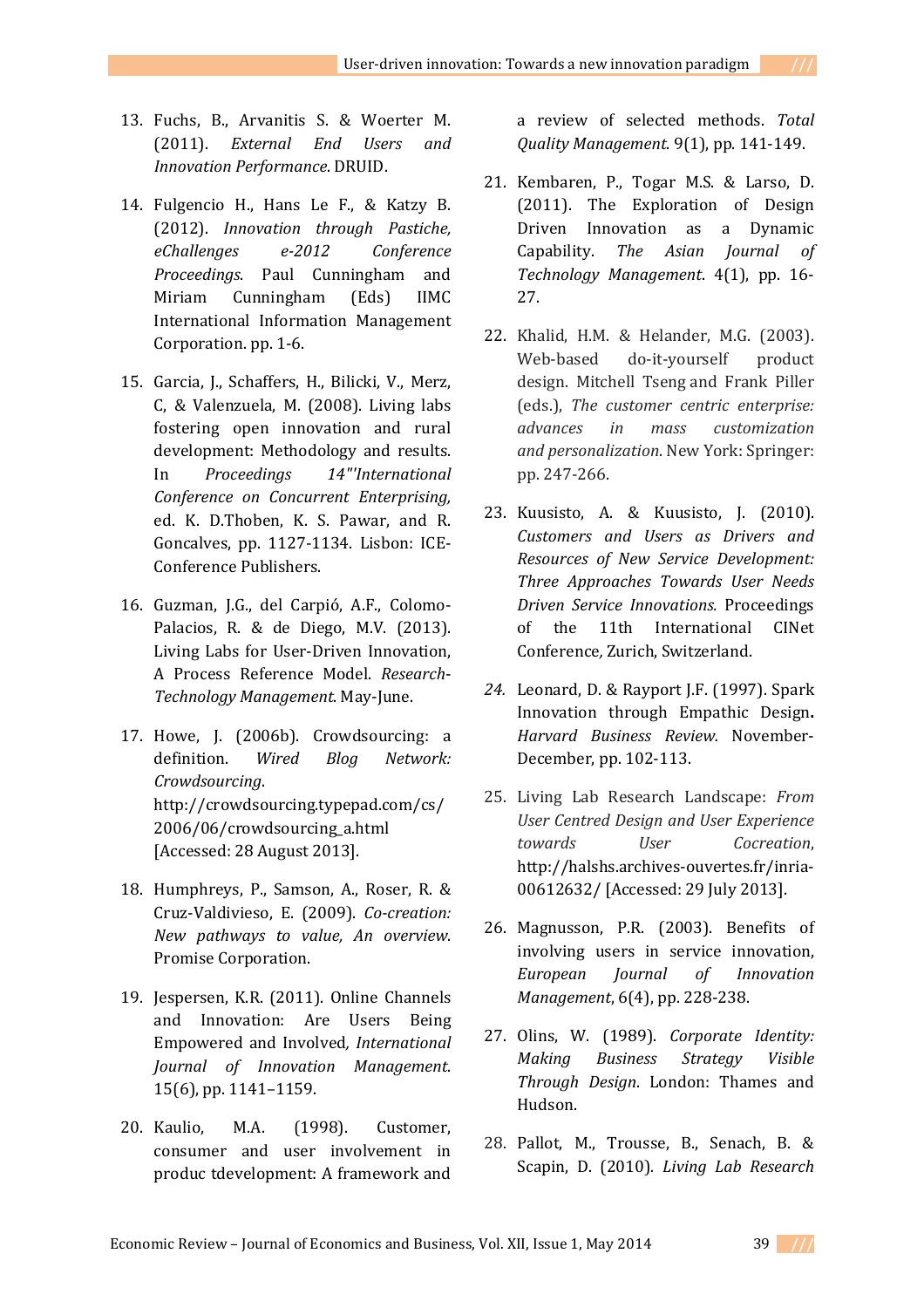13. Fuchs, B., Arvanitis S. & Woerter M. (2011). *External End Users and Innovation Performance*. DRUID.

14. Fulgencio H., Hans Le F., & Katzy B. (2012). *Innovation through Pastiche, eChallenges e-2012 Conference Proceedings*. Paul Cunningham and Miriam Cunningham (Eds) IIMC International Information Management Corporation. pp. 1-6.

15. Garcia, J., Schaffers, H., Bilicki, V., Merz, C, & Valenzuela, M. (2008). Living labs fostering open innovation and rural development: Methodology and results. In *Proceedings 14"'International Conference on Concurrent Enterprising*, ed. K. D.Thoben, K. S. Pawar, and R. Goncalves, pp. 1127-1134. Lisbon: ICE-Conference Publishers.

16. Guzman, J.G., del Carpió, A.F., Colomo-Palacios, R. & de Diego, M.V. (2013). Living Labs for User-Driven Innovation, A Process Reference Model. *Research-Technology Management*. May-June.

17. Howe, J. (2006b). Crowdsourcing: a definition. *Wired Blog Network: Crowdsourcing*. http://crowdsourcing.typepad.com/cs/2006/06/crowdsourcing_a.html [Accessed: 28 August 2013].

18. Humphreys, P., Samson, A., Roser, R. & Cruz-Valdivieso, E. (2009). *Co-creation: New pathways to value, An overview*. Promise Corporation.

19. Jespersen, K.R. (2011). Online Channels and Innovation: Are Users Being Empowered and Involved*, International Journal of Innovation Management*. 15(6), pp. 1141–1159.

20. Kaulio, M.A. (1998). Customer, consumer and user involvement in produc tdevelopment: A framework and a review of selected methods. *Total Quality Management*. 9(1), pp. 141-149.

21. Kembaren, P., Togar M.S. & Larso, D. (2011). The Exploration of Design Driven Innovation as a Dynamic Capability. *The Asian Journal of Technology Management*. 4(1), pp. 16-27.

22. Khalid, H.M. & Helander, M.G. (2003). Web-based do-it-yourself product design. Mitchell Tseng and Frank Piller (eds.), *The customer centric enterprise: advances in mass customization and personalization*. New York: Springer: pp. 247-266.

23. Kuusisto, A. & Kuusisto, J. (2010). *Customers and Users as Drivers and Resources of New Service Development: Three Approaches Towards User Needs Driven Service Innovations.* Proceedings of the 11th International CINet Conference*,* Zurich, Switzerland.

24. Leonard, D. & Rayport J.F. (1997). Spark Innovation through Empathic Design**.** *Harvard Business Review.* November-December, pp. 102-113.

25. Living Lab Research Landscape: *From User Centred Design and User Experience towards User Cocreation*, http://halshs.archives-ouvertes.fr/inria-00612632/ [Accessed: 29 July 2013].

26. Magnusson, P.R. (2003). Benefits of involving users in service innovation, *European Journal of Innovation Management*, 6(4), pp. 228-238.

27. Olins, W. (1989). *Corporate Identity: Making Business Strategy Visible Through Design*. London: Thames and Hudson.

28. Pallot, M., Trousse, B., Senach, B. & Scapin, D. (2010). *Living Lab Research*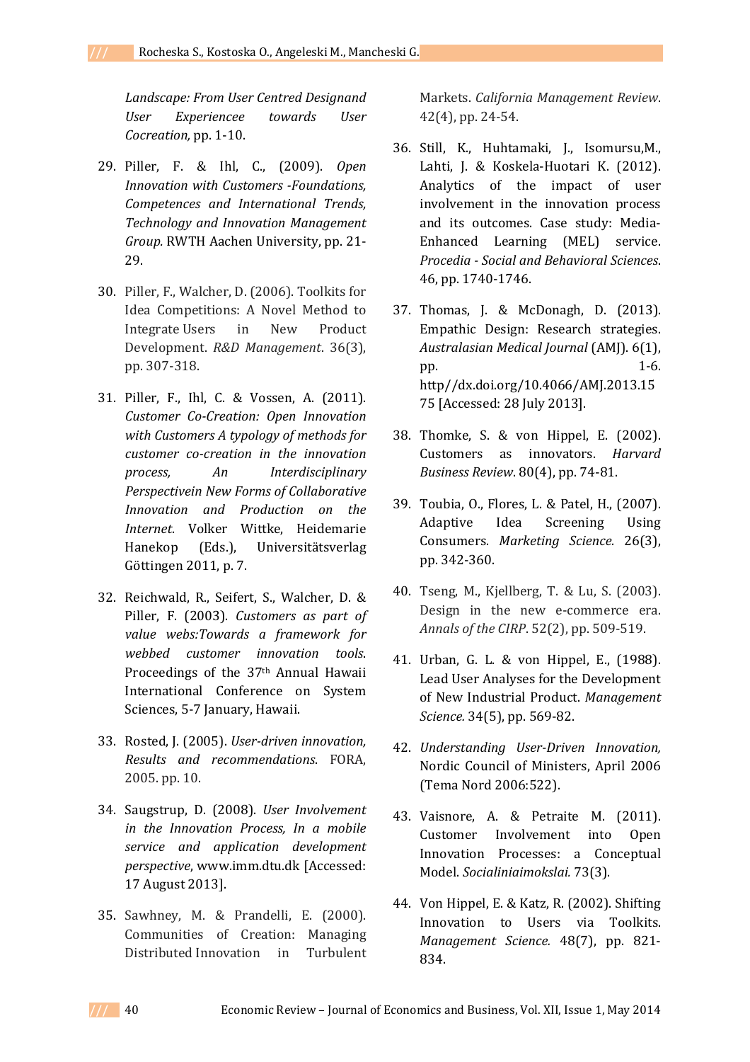*Landscape: From User Centred Designand User Experiencee towards User Cocreation,* pp. 1-10.

29. Piller, F. & Ihl, C., (2009). *Open Innovation with Customers -Foundations, Competences and International Trends, Technology and Innovation Management Group.* RWTH Aachen University, pp. 21-29.

30. Piller, F., Walcher, D. (2006). Toolkits for Idea Competitions: A Novel Method to Integrate Users in New Product Development. *R&D Management*. 36(3), pp. 307-318.

31. Piller, F., Ihl, C. & Vossen, A. (2011). *Customer Co-Creation: Open Innovation with Customers A typology of methods for customer co-creation in the innovation process, An Interdisciplinary Perspectivein New Forms of Collaborative Innovation and Production on the Internet*. Volker Wittke, Heidemarie Hanekop (Eds.), Universitätsverlag Göttingen 2011, p. 7.

32. Reichwald, R., Seifert, S., Walcher, D. & Piller, F. (2003). *Customers as part of value webs:Towards a framework for webbed customer innovation tools*. Proceedings of the 37th Annual Hawaii International Conference on System Sciences, 5-7 January, Hawaii.

33. Rosted, J. (2005). *User-driven innovation, Results and recommendations*. FORA, 2005. pp. 10.

34. Saugstrup, D. (2008). *User Involvement in the Innovation Process, In a mobile service and application development perspective*, www.imm.dtu.dk [Accessed: 17 August 2013].

35. Sawhney, M. & Prandelli, E. (2000). Communities of Creation: Managing Distributed Innovation in Turbulent Markets. *California Management Review*. 42(4), pp. 24-54.

36. Still, K., Huhtamaki, J., Isomursu,M., Lahti, J. & Koskela-Huotari K. (2012). Analytics of the impact of user involvement in the innovation process and its outcomes. Case study: Media-Enhanced Learning (MEL) service. *Procedia - Social and Behavioral Sciences*. 46, pp. 1740-1746.

37. Thomas, J. & McDonagh, D. (2013). Empathic Design: Research strategies. *Australasian Medical Journal* (AMJ). 6(1), pp. 1-6. http//dx.doi.org/10.4066/AMJ.2013.1575 [Accessed: 28 July 2013].

38. Thomke, S. & von Hippel, E. (2002). Customers as innovators. *Harvard Business Review*. 80(4), pp. 74-81.

39. Toubia, O., Flores, L. & Patel, H., (2007). Adaptive Idea Screening Using Consumers. *Marketing Science*. 26(3), pp. 342-360.

40. Tseng, M., Kjellberg, T. & Lu, S. (2003). Design in the new e-commerce era. *Annals of the CIRP*. 52(2), pp. 509-519.

41. Urban, G. L. & von Hippel, E., (1988). Lead User Analyses for the Development of New Industrial Product. *Management Science.* 34(5), pp. 569-82.

42. *Understanding User-Driven Innovation,* Nordic Council of Ministers, April 2006 (Tema Nord 2006:522).

43. Vaisnore, A. & Petraite M. (2011). Customer Involvement into Open Innovation Processes: a Conceptual Model. *Socialiniaimokslai.* 73(3).

44. Von Hippel, E. & Katz, R. (2002). Shifting Innovation to Users via Toolkits. *Management Science.* 48(7), pp. 821-834.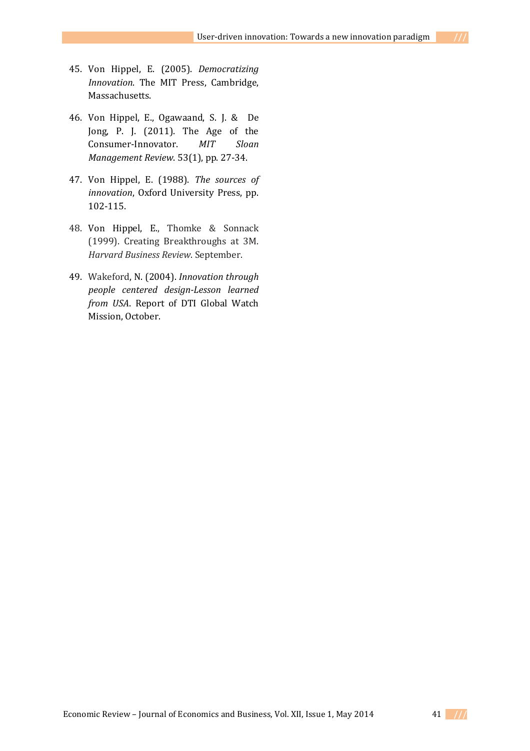45. Von Hippel, E. (2005). *Democratizing Innovation*. The MIT Press, Cambridge, Massachusetts.

46. Von Hippel, E., Ogawaand, S. J. & De Jong, P. J. (2011). The Age of the Consumer-Innovator. *MIT Sloan Management Review*. 53(1), pp. 27-34.

47. Von Hippel, E. (1988). *The sources of innovation*, Oxford University Press, pp. 102-115.

48. Von Hippel, E., Thomke & Sonnack (1999). Creating Breakthroughs at 3M. *Harvard Business Review*. September.

49. Wakeford, N. (2004). *Innovation through people centered design-Lesson learned from USA*. Report of DTI Global Watch Mission, October.